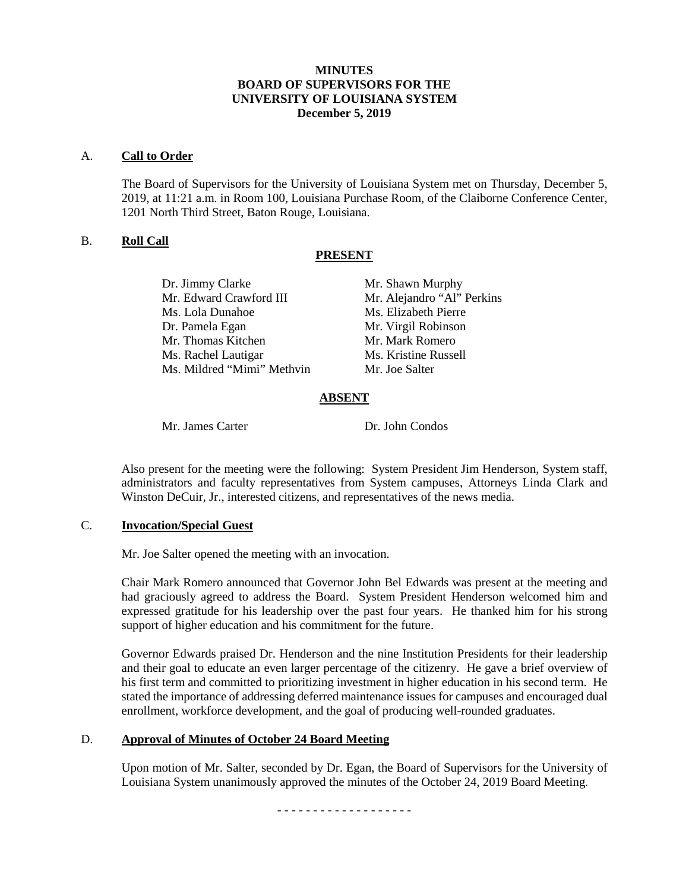**MINUTES**
**BOARD OF SUPERVISORS FOR THE**
**UNIVERSITY OF LOUISIANA SYSTEM**
**December 5, 2019**

A. **Call to Order**

The Board of Supervisors for the University of Louisiana System met on Thursday, December 5, 2019, at 11:21 a.m. in Room 100, Louisiana Purchase Room, of the Claiborne Conference Center, 1201 North Third Street, Baton Rouge, Louisiana.

B. **Roll Call**

**PRESENT**

| | |
|---|---|
| Dr. Jimmy Clarke | Mr. Shawn Murphy |
| Mr. Edward Crawford III | Mr. Alejandro “Al” Perkins |
| Ms. Lola Dunahoe | Ms. Elizabeth Pierre |
| Dr. Pamela Egan | Mr. Virgil Robinson |
| Mr. Thomas Kitchen | Mr. Mark Romero |
| Ms. Rachel Lautigar | Ms. Kristine Russell |
| Ms. Mildred “Mimi” Methvin | Mr. Joe Salter |

**ABSENT**

| | |
|---|---|
| Mr. James Carter | Dr. John Condos |

Also present for the meeting were the following: System President Jim Henderson, System staff, administrators and faculty representatives from System campuses, Attorneys Linda Clark and Winston DeCuir, Jr., interested citizens, and representatives of the news media.

C. **Invocation/Special Guest**

Mr. Joe Salter opened the meeting with an invocation.

Chair Mark Romero announced that Governor John Bel Edwards was present at the meeting and had graciously agreed to address the Board. System President Henderson welcomed him and expressed gratitude for his leadership over the past four years. He thanked him for his strong support of higher education and his commitment for the future.

Governor Edwards praised Dr. Henderson and the nine Institution Presidents for their leadership and their goal to educate an even larger percentage of the citizenry. He gave a brief overview of his first term and committed to prioritizing investment in higher education in his second term. He stated the importance of addressing deferred maintenance issues for campuses and encouraged dual enrollment, workforce development, and the goal of producing well-rounded graduates.

D. **Approval of Minutes of October 24 Board Meeting**

Upon motion of Mr. Salter, seconded by Dr. Egan, the Board of Supervisors for the University of Louisiana System unanimously approved the minutes of the October 24, 2019 Board Meeting.

\- - - - - - - - - - - - - - - - - -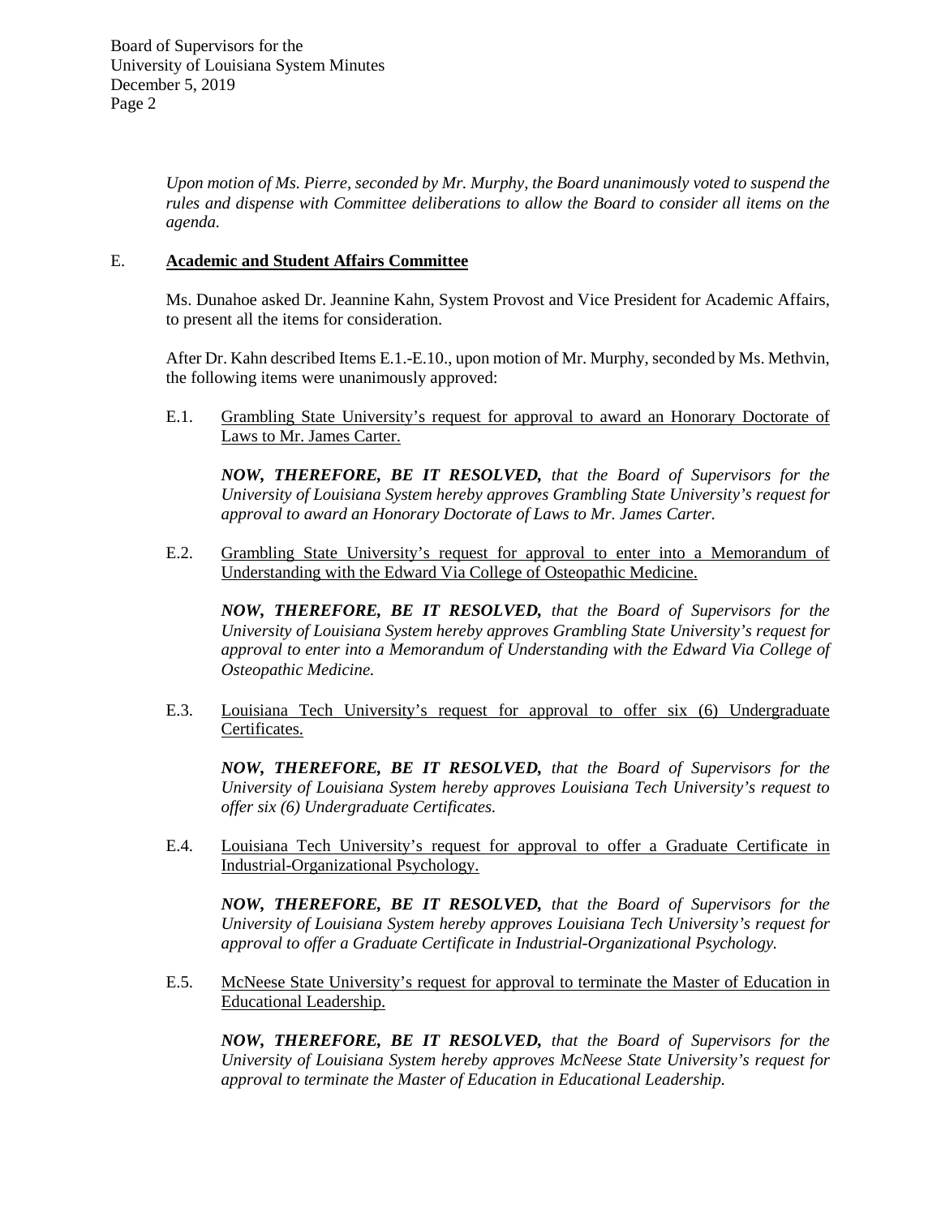*Upon motion of Ms. Pierre, seconded by Mr. Murphy, the Board unanimously voted to suspend the rules and dispense with Committee deliberations to allow the Board to consider all items on the agenda.*

E. **Academic and Student Affairs Committee**

Ms. Dunahoe asked Dr. Jeannine Kahn, System Provost and Vice President for Academic Affairs, to present all the items for consideration.

After Dr. Kahn described Items E.1.-E.10., upon motion of Mr. Murphy, seconded by Ms. Methvin, the following items were unanimously approved:

E.1. Grambling State University's request for approval to award an Honorary Doctorate of Laws to Mr. James Carter.

***NOW, THEREFORE, BE IT RESOLVED,*** *that the Board of Supervisors for the University of Louisiana System hereby approves Grambling State University's request for approval to award an Honorary Doctorate of Laws to Mr. James Carter.*

E.2. Grambling State University's request for approval to enter into a Memorandum of Understanding with the Edward Via College of Osteopathic Medicine.

***NOW, THEREFORE, BE IT RESOLVED,*** *that the Board of Supervisors for the University of Louisiana System hereby approves Grambling State University's request for approval to enter into a Memorandum of Understanding with the Edward Via College of Osteopathic Medicine.*

E.3. Louisiana Tech University's request for approval to offer six (6) Undergraduate Certificates.

***NOW, THEREFORE, BE IT RESOLVED,*** *that the Board of Supervisors for the University of Louisiana System hereby approves Louisiana Tech University's request to offer six (6) Undergraduate Certificates.*

E.4. Louisiana Tech University's request for approval to offer a Graduate Certificate in Industrial-Organizational Psychology.

***NOW, THEREFORE, BE IT RESOLVED,*** *that the Board of Supervisors for the University of Louisiana System hereby approves Louisiana Tech University's request for approval to offer a Graduate Certificate in Industrial-Organizational Psychology.*

E.5. McNeese State University's request for approval to terminate the Master of Education in Educational Leadership.

***NOW, THEREFORE, BE IT RESOLVED,*** *that the Board of Supervisors for the University of Louisiana System hereby approves McNeese State University's request for approval to terminate the Master of Education in Educational Leadership.*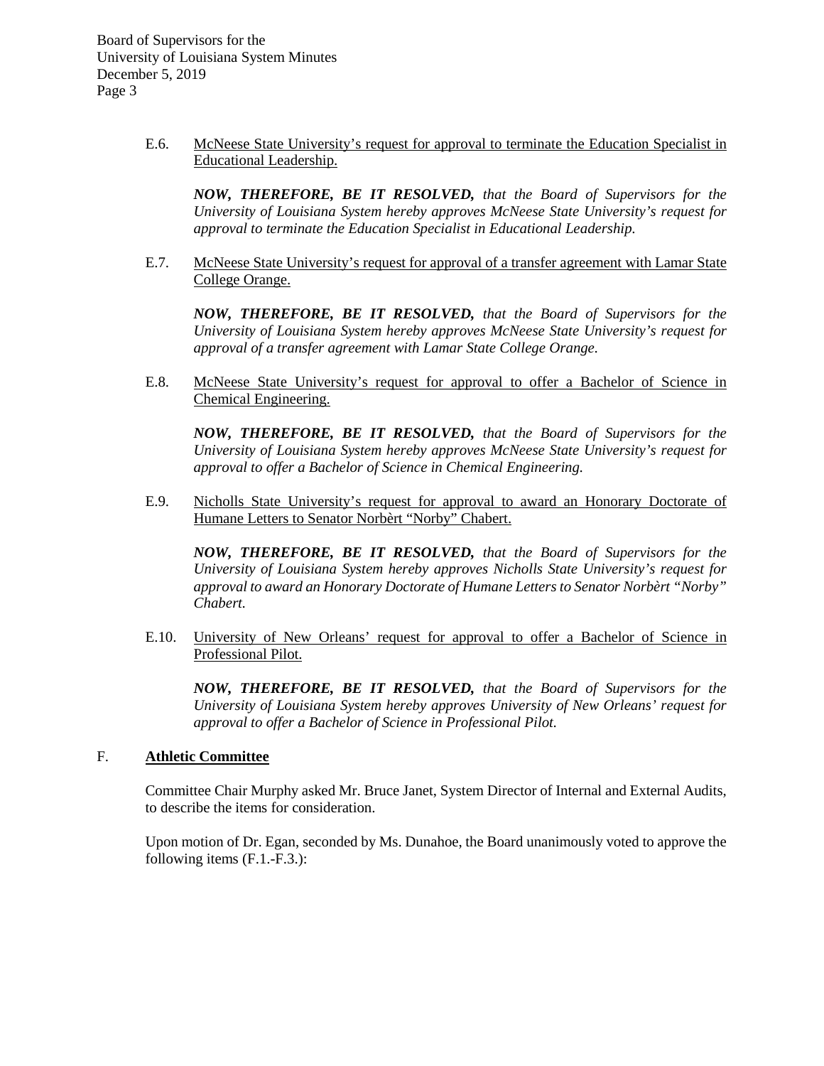E.6. McNeese State University's request for approval to terminate the Education Specialist in Educational Leadership.

***NOW, THEREFORE, BE IT RESOLVED,*** *that the Board of Supervisors for the University of Louisiana System hereby approves McNeese State University's request for approval to terminate the Education Specialist in Educational Leadership.*

E.7. McNeese State University's request for approval of a transfer agreement with Lamar State College Orange.

***NOW, THEREFORE, BE IT RESOLVED,*** *that the Board of Supervisors for the University of Louisiana System hereby approves McNeese State University's request for approval of a transfer agreement with Lamar State College Orange.*

E.8. McNeese State University's request for approval to offer a Bachelor of Science in Chemical Engineering.

***NOW, THEREFORE, BE IT RESOLVED,*** *that the Board of Supervisors for the University of Louisiana System hereby approves McNeese State University's request for approval to offer a Bachelor of Science in Chemical Engineering.*

E.9. Nicholls State University's request for approval to award an Honorary Doctorate of Humane Letters to Senator Norbèrt "Norby" Chabert.

***NOW, THEREFORE, BE IT RESOLVED,*** *that the Board of Supervisors for the University of Louisiana System hereby approves Nicholls State University's request for approval to award an Honorary Doctorate of Humane Letters to Senator Norbèrt "Norby" Chabert.*

E.10. University of New Orleans' request for approval to offer a Bachelor of Science in Professional Pilot.

***NOW, THEREFORE, BE IT RESOLVED,*** *that the Board of Supervisors for the University of Louisiana System hereby approves University of New Orleans' request for approval to offer a Bachelor of Science in Professional Pilot.*

## F. Athletic Committee

Committee Chair Murphy asked Mr. Bruce Janet, System Director of Internal and External Audits, to describe the items for consideration.

Upon motion of Dr. Egan, seconded by Ms. Dunahoe, the Board unanimously voted to approve the following items (F.1.-F.3.):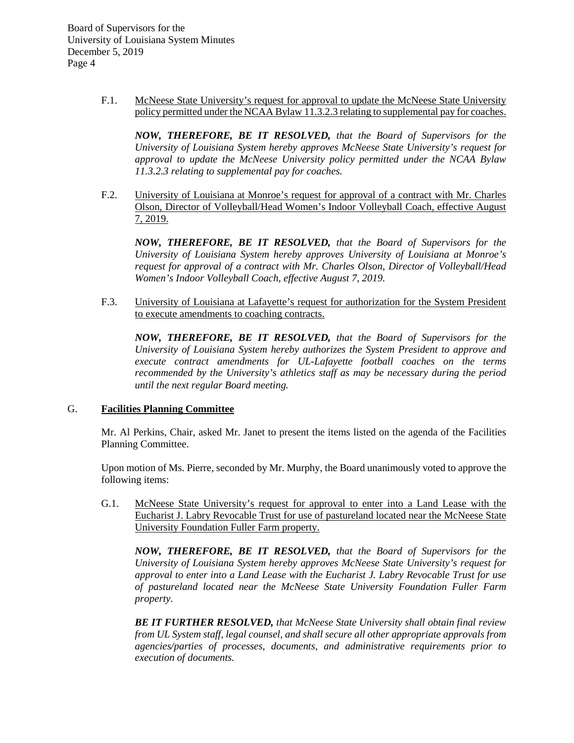F.1. McNeese State University's request for approval to update the McNeese State University policy permitted under the NCAA Bylaw 11.3.2.3 relating to supplemental pay for coaches.

***NOW, THEREFORE, BE IT RESOLVED,*** *that the Board of Supervisors for the University of Louisiana System hereby approves McNeese State University's request for approval to update the McNeese University policy permitted under the NCAA Bylaw 11.3.2.3 relating to supplemental pay for coaches.*

F.2. University of Louisiana at Monroe's request for approval of a contract with Mr. Charles Olson, Director of Volleyball/Head Women's Indoor Volleyball Coach, effective August 7, 2019.

***NOW, THEREFORE, BE IT RESOLVED,*** *that the Board of Supervisors for the University of Louisiana System hereby approves University of Louisiana at Monroe's request for approval of a contract with Mr. Charles Olson, Director of Volleyball/Head Women's Indoor Volleyball Coach, effective August 7, 2019.*

F.3. University of Louisiana at Lafayette's request for authorization for the System President to execute amendments to coaching contracts.

***NOW, THEREFORE, BE IT RESOLVED,*** *that the Board of Supervisors for the University of Louisiana System hereby authorizes the System President to approve and execute contract amendments for UL-Lafayette football coaches on the terms recommended by the University's athletics staff as may be necessary during the period until the next regular Board meeting.*

## G. Facilities Planning Committee

Mr. Al Perkins, Chair, asked Mr. Janet to present the items listed on the agenda of the Facilities Planning Committee.

Upon motion of Ms. Pierre, seconded by Mr. Murphy, the Board unanimously voted to approve the following items:

G.1. McNeese State University's request for approval to enter into a Land Lease with the Eucharist J. Labry Revocable Trust for use of pastureland located near the McNeese State University Foundation Fuller Farm property.

***NOW, THEREFORE, BE IT RESOLVED,*** *that the Board of Supervisors for the University of Louisiana System hereby approves McNeese State University's request for approval to enter into a Land Lease with the Eucharist J. Labry Revocable Trust for use of pastureland located near the McNeese State University Foundation Fuller Farm property.*

***BE IT FURTHER RESOLVED,*** *that McNeese State University shall obtain final review from UL System staff, legal counsel, and shall secure all other appropriate approvals from agencies/parties of processes, documents, and administrative requirements prior to execution of documents.*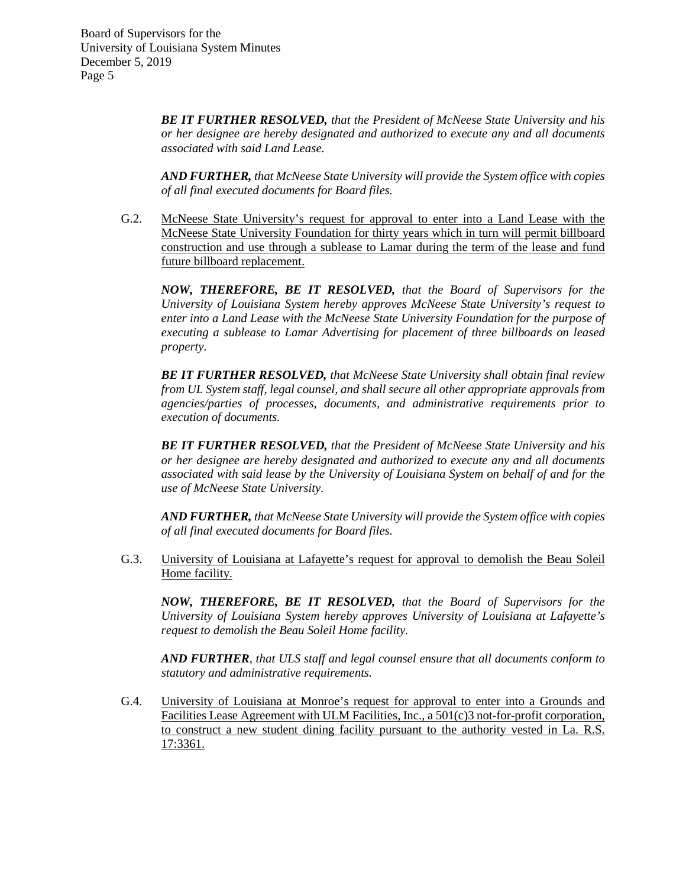***BE IT FURTHER RESOLVED,*** *that the President of McNeese State University and his or her designee are hereby designated and authorized to execute any and all documents associated with said Land Lease.*

***AND FURTHER,*** *that McNeese State University will provide the System office with copies of all final executed documents for Board files.*

G.2. McNeese State University's request for approval to enter into a Land Lease with the McNeese State University Foundation for thirty years which in turn will permit billboard construction and use through a sublease to Lamar during the term of the lease and fund future billboard replacement.

***NOW, THEREFORE, BE IT RESOLVED,*** *that the Board of Supervisors for the University of Louisiana System hereby approves McNeese State University's request to enter into a Land Lease with the McNeese State University Foundation for the purpose of executing a sublease to Lamar Advertising for placement of three billboards on leased property.*

***BE IT FURTHER RESOLVED,*** *that McNeese State University shall obtain final review from UL System staff, legal counsel, and shall secure all other appropriate approvals from agencies/parties of processes, documents, and administrative requirements prior to execution of documents.*

***BE IT FURTHER RESOLVED,*** *that the President of McNeese State University and his or her designee are hereby designated and authorized to execute any and all documents associated with said lease by the University of Louisiana System on behalf of and for the use of McNeese State University.*

***AND FURTHER,*** *that McNeese State University will provide the System office with copies of all final executed documents for Board files.*

G.3. University of Louisiana at Lafayette's request for approval to demolish the Beau Soleil Home facility.

***NOW, THEREFORE, BE IT RESOLVED,*** *that the Board of Supervisors for the University of Louisiana System hereby approves University of Louisiana at Lafayette's request to demolish the Beau Soleil Home facility.*

***AND FURTHER****, that ULS staff and legal counsel ensure that all documents conform to statutory and administrative requirements.*

G.4. University of Louisiana at Monroe's request for approval to enter into a Grounds and Facilities Lease Agreement with ULM Facilities, Inc., a 501(c)3 not-for-profit corporation, to construct a new student dining facility pursuant to the authority vested in La. R.S. 17:3361.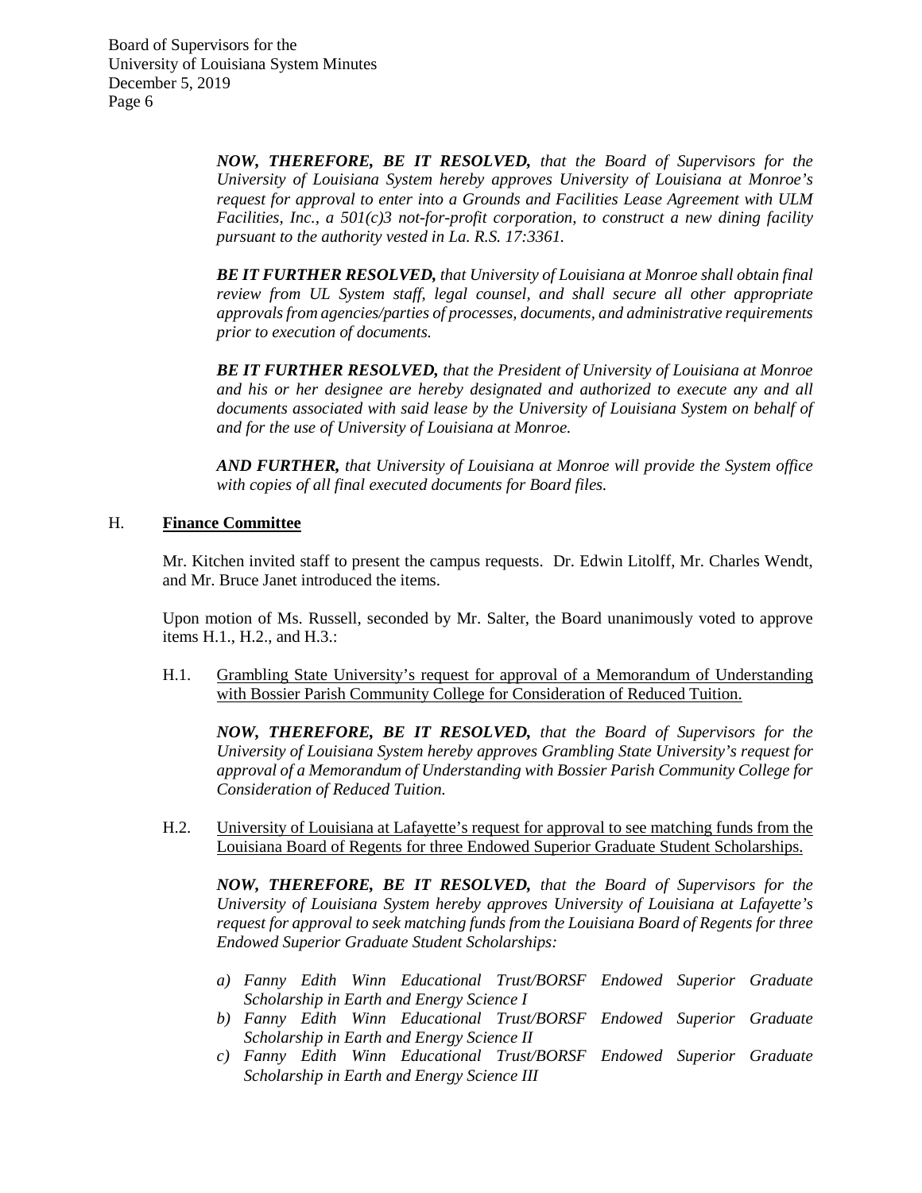***NOW, THEREFORE, BE IT RESOLVED,*** *that the Board of Supervisors for the University of Louisiana System hereby approves University of Louisiana at Monroe's request for approval to enter into a Grounds and Facilities Lease Agreement with ULM Facilities, Inc., a 501(c)3 not-for-profit corporation, to construct a new dining facility pursuant to the authority vested in La. R.S. 17:3361.*

***BE IT FURTHER RESOLVED,*** *that University of Louisiana at Monroe shall obtain final review from UL System staff, legal counsel, and shall secure all other appropriate approvals from agencies/parties of processes, documents, and administrative requirements prior to execution of documents.*

***BE IT FURTHER RESOLVED,*** *that the President of University of Louisiana at Monroe and his or her designee are hereby designated and authorized to execute any and all documents associated with said lease by the University of Louisiana System on behalf of and for the use of University of Louisiana at Monroe.*

***AND FURTHER,*** *that University of Louisiana at Monroe will provide the System office with copies of all final executed documents for Board files.*

## H. **Finance Committee**

Mr. Kitchen invited staff to present the campus requests. Dr. Edwin Litolff, Mr. Charles Wendt, and Mr. Bruce Janet introduced the items.

Upon motion of Ms. Russell, seconded by Mr. Salter, the Board unanimously voted to approve items H.1., H.2., and H.3.:

H.1. Grambling State University's request for approval of a Memorandum of Understanding with Bossier Parish Community College for Consideration of Reduced Tuition.

***NOW, THEREFORE, BE IT RESOLVED,*** *that the Board of Supervisors for the University of Louisiana System hereby approves Grambling State University's request for approval of a Memorandum of Understanding with Bossier Parish Community College for Consideration of Reduced Tuition.*

H.2. University of Louisiana at Lafayette's request for approval to see matching funds from the Louisiana Board of Regents for three Endowed Superior Graduate Student Scholarships.

***NOW, THEREFORE, BE IT RESOLVED,*** *that the Board of Supervisors for the University of Louisiana System hereby approves University of Louisiana at Lafayette's request for approval to seek matching funds from the Louisiana Board of Regents for three Endowed Superior Graduate Student Scholarships:*

*a) Fanny Edith Winn Educational Trust/BORSF Endowed Superior Graduate Scholarship in Earth and Energy Science I*
*b) Fanny Edith Winn Educational Trust/BORSF Endowed Superior Graduate Scholarship in Earth and Energy Science II*
*c) Fanny Edith Winn Educational Trust/BORSF Endowed Superior Graduate Scholarship in Earth and Energy Science III*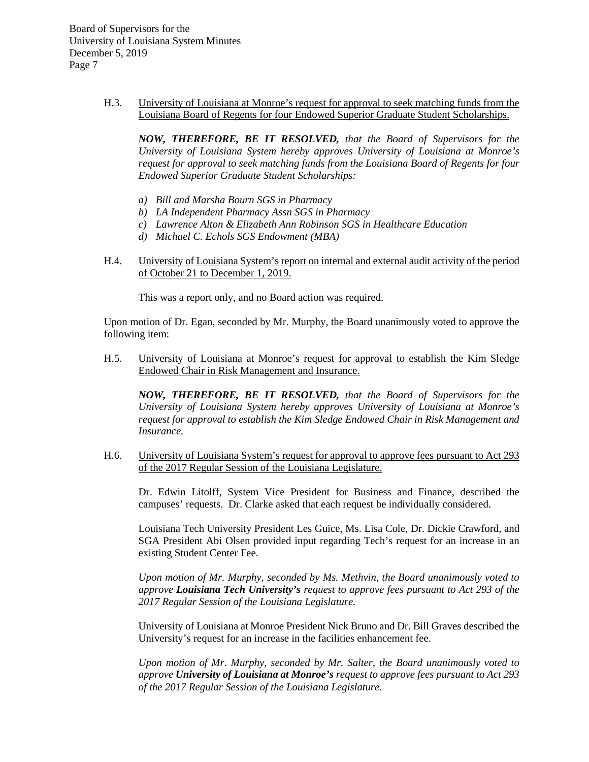H.3. University of Louisiana at Monroe's request for approval to seek matching funds from the Louisiana Board of Regents for four Endowed Superior Graduate Student Scholarships.

***NOW, THEREFORE, BE IT RESOLVED,*** *that the Board of Supervisors for the University of Louisiana System hereby approves University of Louisiana at Monroe's request for approval to seek matching funds from the Louisiana Board of Regents for four Endowed Superior Graduate Student Scholarships:*

*a) Bill and Marsha Bourn SGS in Pharmacy*
*b) LA Independent Pharmacy Assn SGS in Pharmacy*
*c) Lawrence Alton & Elizabeth Ann Robinson SGS in Healthcare Education*
*d) Michael C. Echols SGS Endowment (MBA)*

H.4. University of Louisiana System's report on internal and external audit activity of the period of October 21 to December 1, 2019.

This was a report only, and no Board action was required.

Upon motion of Dr. Egan, seconded by Mr. Murphy, the Board unanimously voted to approve the following item:

H.5. University of Louisiana at Monroe's request for approval to establish the Kim Sledge Endowed Chair in Risk Management and Insurance.

***NOW, THEREFORE, BE IT RESOLVED,*** *that the Board of Supervisors for the University of Louisiana System hereby approves University of Louisiana at Monroe's request for approval to establish the Kim Sledge Endowed Chair in Risk Management and Insurance.*

H.6. University of Louisiana System's request for approval to approve fees pursuant to Act 293 of the 2017 Regular Session of the Louisiana Legislature.

Dr. Edwin Litolff, System Vice President for Business and Finance, described the campuses' requests. Dr. Clarke asked that each request be individually considered.

Louisiana Tech University President Les Guice, Ms. Lisa Cole, Dr. Dickie Crawford, and SGA President Abi Olsen provided input regarding Tech's request for an increase in an existing Student Center Fee.

*Upon motion of Mr. Murphy, seconded by Ms. Methvin, the Board unanimously voted to approve* ***Louisiana Tech University's*** *request to approve fees pursuant to Act 293 of the 2017 Regular Session of the Louisiana Legislature.*

University of Louisiana at Monroe President Nick Bruno and Dr. Bill Graves described the University's request for an increase in the facilities enhancement fee.

*Upon motion of Mr. Murphy, seconded by Mr. Salter, the Board unanimously voted to approve* ***University of Louisiana at Monroe's*** *request to approve fees pursuant to Act 293 of the 2017 Regular Session of the Louisiana Legislature.*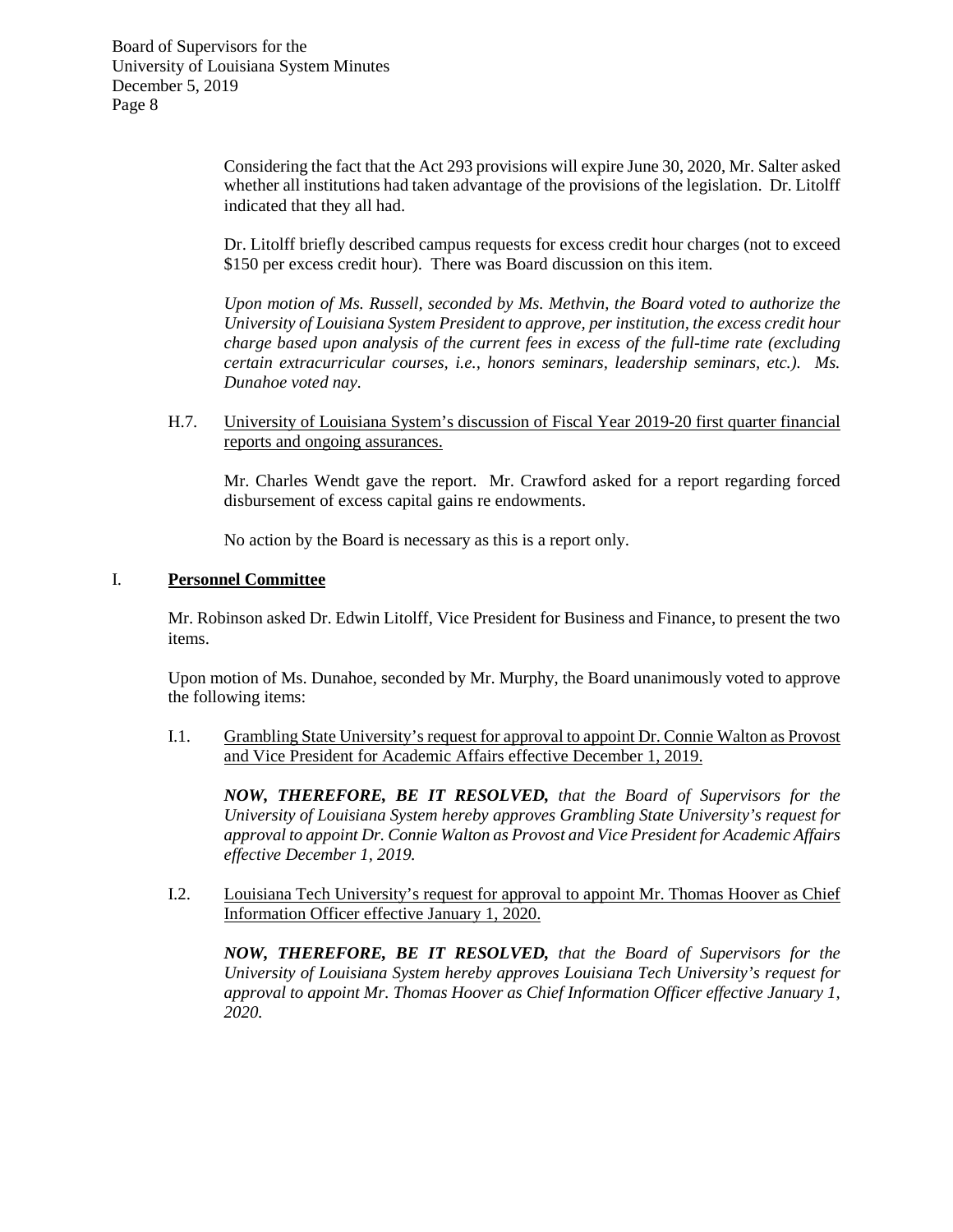Considering the fact that the Act 293 provisions will expire June 30, 2020, Mr. Salter asked whether all institutions had taken advantage of the provisions of the legislation. Dr. Litolff indicated that they all had.

Dr. Litolff briefly described campus requests for excess credit hour charges (not to exceed \$150 per excess credit hour). There was Board discussion on this item.

*Upon motion of Ms. Russell, seconded by Ms. Methvin, the Board voted to authorize the University of Louisiana System President to approve, per institution, the excess credit hour charge based upon analysis of the current fees in excess of the full-time rate (excluding certain extracurricular courses, i.e., honors seminars, leadership seminars, etc.). Ms. Dunahoe voted nay.*

H.7. University of Louisiana System's discussion of Fiscal Year 2019-20 first quarter financial reports and ongoing assurances.

Mr. Charles Wendt gave the report. Mr. Crawford asked for a report regarding forced disbursement of excess capital gains re endowments.

No action by the Board is necessary as this is a report only.

## I. **Personnel Committee**

Mr. Robinson asked Dr. Edwin Litolff, Vice President for Business and Finance, to present the two items.

Upon motion of Ms. Dunahoe, seconded by Mr. Murphy, the Board unanimously voted to approve the following items:

I.1. Grambling State University's request for approval to appoint Dr. Connie Walton as Provost and Vice President for Academic Affairs effective December 1, 2019.

***NOW, THEREFORE, BE IT RESOLVED,*** *that the Board of Supervisors for the University of Louisiana System hereby approves Grambling State University's request for approval to appoint Dr. Connie Walton as Provost and Vice President for Academic Affairs effective December 1, 2019.*

I.2. Louisiana Tech University's request for approval to appoint Mr. Thomas Hoover as Chief Information Officer effective January 1, 2020.

***NOW, THEREFORE, BE IT RESOLVED,*** *that the Board of Supervisors for the University of Louisiana System hereby approves Louisiana Tech University's request for approval to appoint Mr. Thomas Hoover as Chief Information Officer effective January 1, 2020.*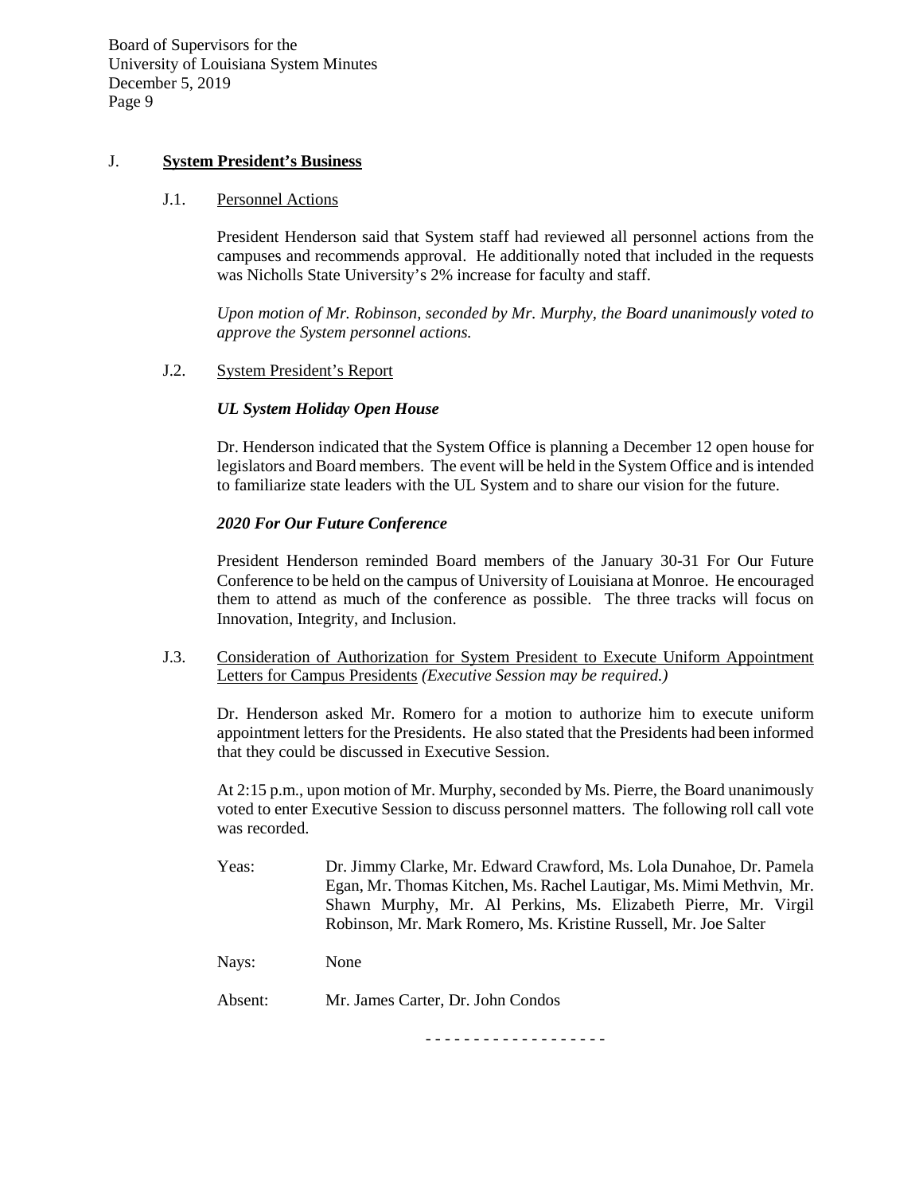## J. **System President's Business**

### J.1. Personnel Actions

President Henderson said that System staff had reviewed all personnel actions from the campuses and recommends approval. He additionally noted that included in the requests was Nicholls State University's 2% increase for faculty and staff.

*Upon motion of Mr. Robinson, seconded by Mr. Murphy, the Board unanimously voted to approve the System personnel actions.*

### J.2. System President's Report

***UL System Holiday Open House***

Dr. Henderson indicated that the System Office is planning a December 12 open house for legislators and Board members. The event will be held in the System Office and is intended to familiarize state leaders with the UL System and to share our vision for the future.

***2020 For Our Future Conference***

President Henderson reminded Board members of the January 30-31 For Our Future Conference to be held on the campus of University of Louisiana at Monroe. He encouraged them to attend as much of the conference as possible. The three tracks will focus on Innovation, Integrity, and Inclusion.

### J.3. Consideration of Authorization for System President to Execute Uniform Appointment Letters for Campus Presidents *(Executive Session may be required.)*

Dr. Henderson asked Mr. Romero for a motion to authorize him to execute uniform appointment letters for the Presidents. He also stated that the Presidents had been informed that they could be discussed in Executive Session.

At 2:15 p.m., upon motion of Mr. Murphy, seconded by Ms. Pierre, the Board unanimously voted to enter Executive Session to discuss personnel matters. The following roll call vote was recorded.

| | |
|---|---|
| Yeas: | Dr. Jimmy Clarke, Mr. Edward Crawford, Ms. Lola Dunahoe, Dr. Pamela Egan, Mr. Thomas Kitchen, Ms. Rachel Lautigar, Ms. Mimi Methvin, Mr. Shawn Murphy, Mr. Al Perkins, Ms. Elizabeth Pierre, Mr. Virgil Robinson, Mr. Mark Romero, Ms. Kristine Russell, Mr. Joe Salter |
| Nays: | None |
| Absent: | Mr. James Carter, Dr. John Condos |

\- - - - - - - - - - - - - - - - - -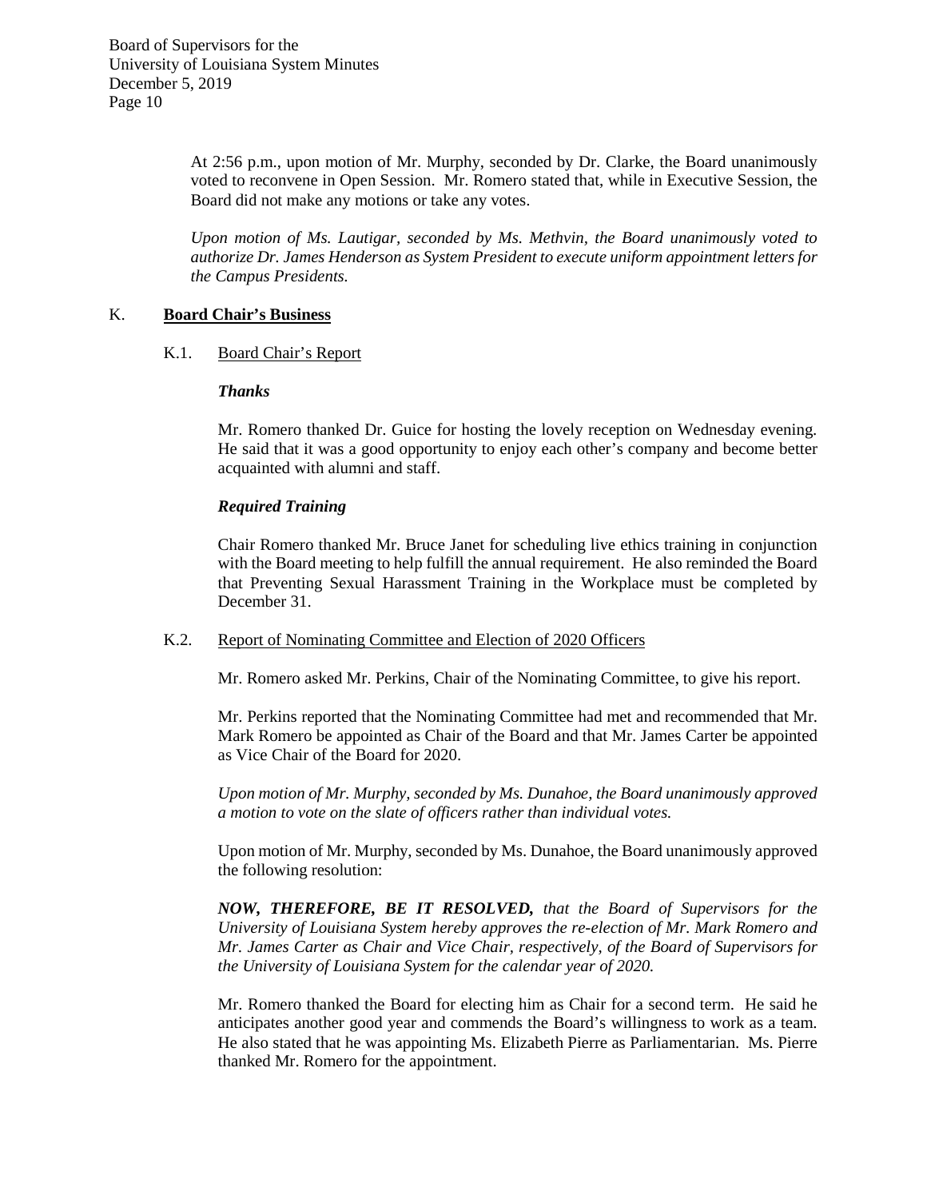At 2:56 p.m., upon motion of Mr. Murphy, seconded by Dr. Clarke, the Board unanimously voted to reconvene in Open Session. Mr. Romero stated that, while in Executive Session, the Board did not make any motions or take any votes.

*Upon motion of Ms. Lautigar, seconded by Ms. Methvin, the Board unanimously voted to authorize Dr. James Henderson as System President to execute uniform appointment letters for the Campus Presidents.*

## K. **Board Chair's Business**

### K.1. Board Chair's Report

***Thanks***

Mr. Romero thanked Dr. Guice for hosting the lovely reception on Wednesday evening. He said that it was a good opportunity to enjoy each other's company and become better acquainted with alumni and staff.

***Required Training***

Chair Romero thanked Mr. Bruce Janet for scheduling live ethics training in conjunction with the Board meeting to help fulfill the annual requirement. He also reminded the Board that Preventing Sexual Harassment Training in the Workplace must be completed by December 31.

### K.2. Report of Nominating Committee and Election of 2020 Officers

Mr. Romero asked Mr. Perkins, Chair of the Nominating Committee, to give his report.

Mr. Perkins reported that the Nominating Committee had met and recommended that Mr. Mark Romero be appointed as Chair of the Board and that Mr. James Carter be appointed as Vice Chair of the Board for 2020.

*Upon motion of Mr. Murphy, seconded by Ms. Dunahoe, the Board unanimously approved a motion to vote on the slate of officers rather than individual votes.*

Upon motion of Mr. Murphy, seconded by Ms. Dunahoe, the Board unanimously approved the following resolution:

***NOW, THEREFORE, BE IT RESOLVED,*** *that the Board of Supervisors for the University of Louisiana System hereby approves the re-election of Mr. Mark Romero and Mr. James Carter as Chair and Vice Chair, respectively, of the Board of Supervisors for the University of Louisiana System for the calendar year of 2020.*

Mr. Romero thanked the Board for electing him as Chair for a second term. He said he anticipates another good year and commends the Board's willingness to work as a team. He also stated that he was appointing Ms. Elizabeth Pierre as Parliamentarian. Ms. Pierre thanked Mr. Romero for the appointment.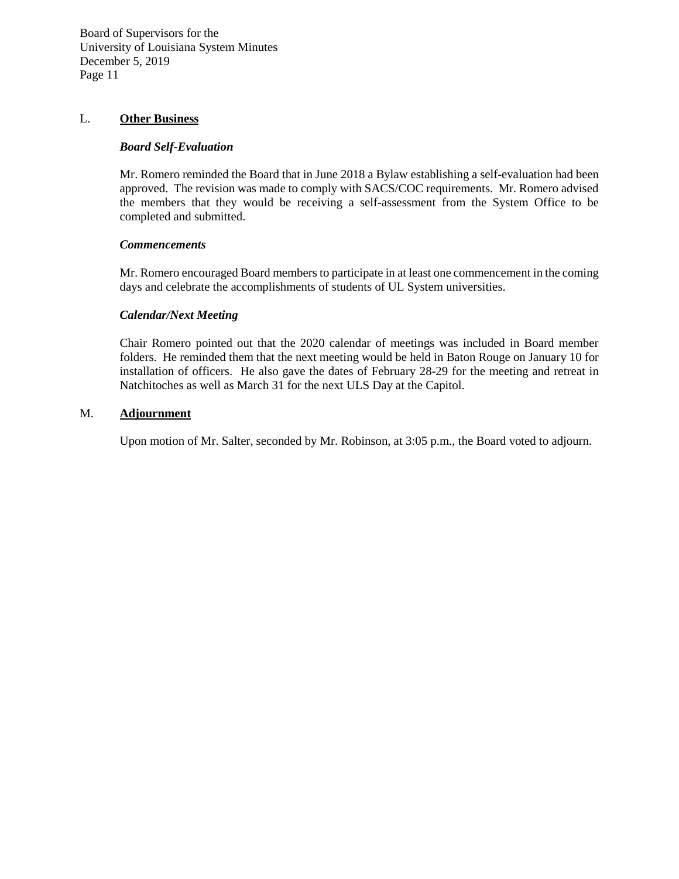## L. **Other Business**

***Board Self-Evaluation***

Mr. Romero reminded the Board that in June 2018 a Bylaw establishing a self-evaluation had been approved. The revision was made to comply with SACS/COC requirements. Mr. Romero advised the members that they would be receiving a self-assessment from the System Office to be completed and submitted.

***Commencements***

Mr. Romero encouraged Board members to participate in at least one commencement in the coming days and celebrate the accomplishments of students of UL System universities.

***Calendar/Next Meeting***

Chair Romero pointed out that the 2020 calendar of meetings was included in Board member folders. He reminded them that the next meeting would be held in Baton Rouge on January 10 for installation of officers. He also gave the dates of February 28-29 for the meeting and retreat in Natchitoches as well as March 31 for the next ULS Day at the Capitol.

## M. **Adjournment**

Upon motion of Mr. Salter, seconded by Mr. Robinson, at 3:05 p.m., the Board voted to adjourn.